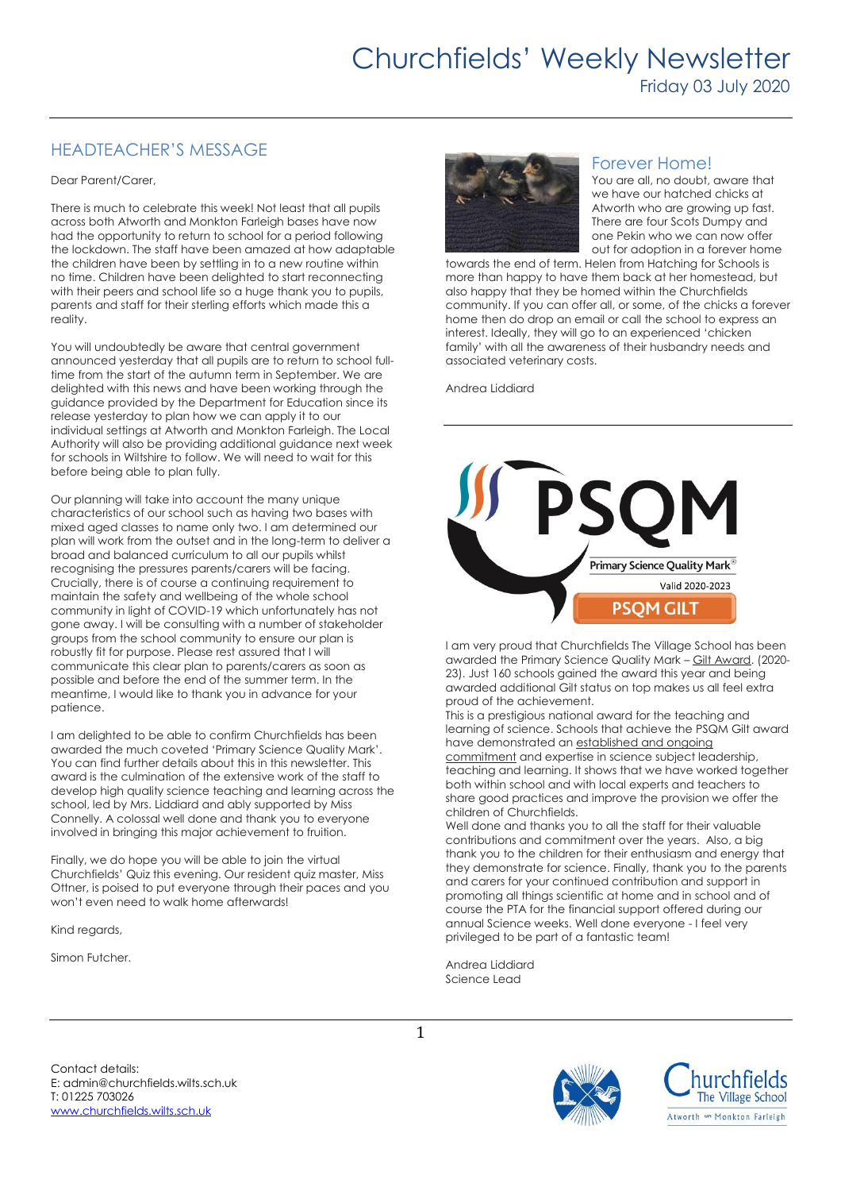# Churchfields' Weekly Newsletter

Friday 03 July 2020

## HEADTEACHER'S MESSAGE

Dear Parent/Carer,

There is much to celebrate this week! Not least that all pupils across both Atworth and Monkton Farleigh bases have now had the opportunity to return to school for a period following the lockdown. The staff have been amazed at how adaptable the children have been by settling in to a new routine within no time. Children have been delighted to start reconnecting with their peers and school life so a huge thank you to pupils, parents and staff for their sterling efforts which made this a reality.

You will undoubtedly be aware that central government announced yesterday that all pupils are to return to school full-time from the start of the autumn term in September. We are delighted with this news and have been working through the guidance provided by the Department for Education since its release yesterday to plan how we can apply it to our individual settings at Atworth and Monkton Farleigh. The Local Authority will also be providing additional guidance next week for schools in Wiltshire to follow. We will need to wait for this before being able to plan fully.

Our planning will take into account the many unique characteristics of our school such as having two bases with mixed aged classes to name only two. I am determined our plan will work from the outset and in the long-term to deliver a broad and balanced curriculum to all our pupils whilst recognising the pressures parents/carers will be facing. Crucially, there is of course a continuing requirement to maintain the safety and wellbeing of the whole school community in light of COVID-19 which unfortunately has not gone away. I will be consulting with a number of stakeholder groups from the school community to ensure our plan is robustly fit for purpose. Please rest assured that I will communicate this clear plan to parents/carers as soon as possible and before the end of the summer term. In the meantime, I would like to thank you in advance for your patience.

I am delighted to be able to confirm Churchfields has been awarded the much coveted 'Primary Science Quality Mark'. You can find further details about this in this newsletter. This award is the culmination of the extensive work of the staff to develop high quality science teaching and learning across the school, led by Mrs. Liddiard and ably supported by Miss Connelly. A colossal well done and thank you to everyone involved in bringing this major achievement to fruition.

Finally, we do hope you will be able to join the virtual Churchfields' Quiz this evening. Our resident quiz master, Miss Ottner, is poised to put everyone through their paces and you won't even need to walk home afterwards!

Kind regards,

Simon Futcher.

## Forever Home!

You are all, no doubt, aware that we have our hatched chicks at Atworth who are growing up fast. There are four Scots Dumpy and one Pekin who we can now offer out for adoption in a forever home towards the end of term. Helen from Hatching for Schools is more than happy to have them back at her homestead, but also happy that they be homed within the Churchfields community. If you can offer all, or some, of the chicks a forever home then do drop an email or call the school to express an interest. Ideally, they will go to an experienced 'chicken family' with all the awareness of their husbandry needs and associated veterinary costs.

Andrea Liddiard

PSQM
Primary Science Quality Mark®
Valid 2020-2023
PSQM GILT

I am very proud that Churchfields The Village School has been awarded the Primary Science Quality Mark – Gilt Award. (2020-23). Just 160 schools gained the award this year and being awarded additional Gilt status on top makes us all feel extra proud of the achievement.

This is a prestigious national award for the teaching and learning of science. Schools that achieve the PSQM Gilt award have demonstrated an established and ongoing commitment and expertise in science subject leadership, teaching and learning. It shows that we have worked together both within school and with local experts and teachers to share good practices and improve the provision we offer the children of Churchfields.

Well done and thanks you to all the staff for their valuable contributions and commitment over the years. Also, a big thank you to the children for their enthusiasm and energy that they demonstrate for science. Finally, thank you to the parents and carers for your continued contribution and support in promoting all things scientific at home and in school and of course the PTA for the financial support offered during our annual Science weeks. Well done everyone - I feel very privileged to be part of a fantastic team!

Andrea Liddiard
Science Lead

Contact details:
E: admin@churchfields.wilts.sch.uk
T: 01225 703026
www.churchfields.wilts.sch.uk

Churchfields The Village School
Atworth and Monkton Farleigh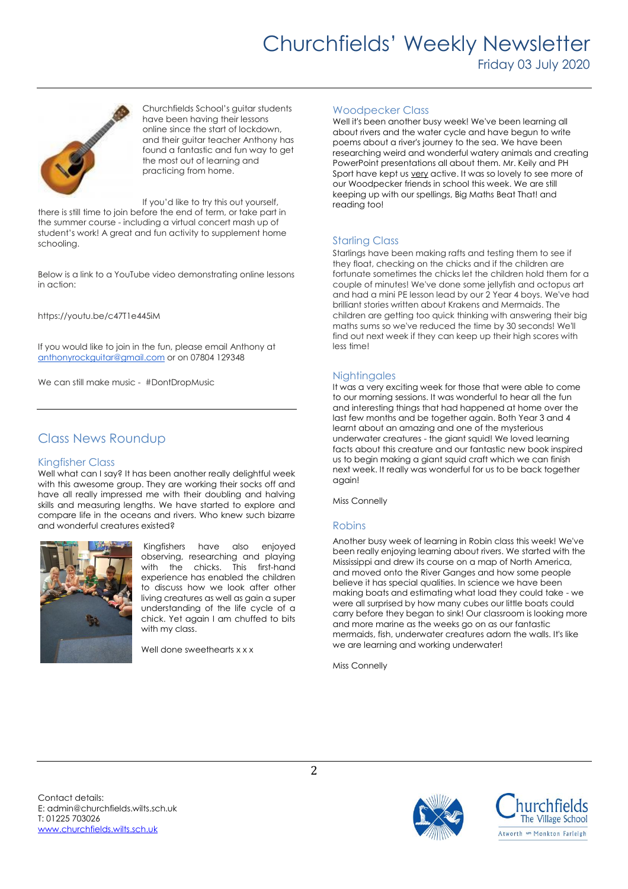Churchfields School's guitar students have been having their lessons online since the start of lockdown, and their guitar teacher Anthony has found a fantastic and fun way to get the most out of learning and practicing from home.

If you'd like to try this out yourself, there is still time to join before the end of term, or take part in the summer course - including a virtual concert mash up of student's work! A great and fun activity to supplement home schooling.

Below is a link to a YouTube video demonstrating online lessons in action:

https://youtu.be/c47T1e445iM

If you would like to join in the fun, please email Anthony at anthonyrockguitar@gmail.com or on 07804 129348

We can still make music - #DontDropMusic

## Class News Roundup

### Kingfisher Class

Well what can I say? It has been another really delightful week with this awesome group. They are working their socks off and have all really impressed me with their doubling and halving skills and measuring lengths. We have started to explore and compare life in the oceans and rivers. Who knew such bizarre and wonderful creatures existed?

Kingfishers have also enjoyed observing, researching and playing with the chicks. This first-hand experience has enabled the children to discuss how we look after other living creatures as well as gain a super understanding of the life cycle of a chick. Yet again I am chuffed to bits with my class.

Well done sweethearts x x x

### Woodpecker Class

Well it's been another busy week! We've been learning all about rivers and the water cycle and have begun to write poems about a river's journey to the sea. We have been researching weird and wonderful watery animals and creating PowerPoint presentations all about them. Mr. Keily and PH Sport have kept us very active. It was so lovely to see more of our Woodpecker friends in school this week. We are still keeping up with our spellings, Big Maths Beat That! and reading too!

### Starling Class

Starlings have been making rafts and testing them to see if they float, checking on the chicks and if the children are fortunate sometimes the chicks let the children hold them for a couple of minutes! We've done some jellyfish and octopus art and had a mini PE lesson lead by our 2 Year 4 boys. We've had brilliant stories written about Krakens and Mermaids. The children are getting too quick thinking with answering their big maths sums so we've reduced the time by 30 seconds! We'll find out next week if they can keep up their high scores with less time!

### Nightingales

It was a very exciting week for those that were able to come to our morning sessions. It was wonderful to hear all the fun and interesting things that had happened at home over the last few months and be together again. Both Year 3 and 4 learnt about an amazing and one of the mysterious underwater creatures - the giant squid! We loved learning facts about this creature and our fantastic new book inspired us to begin making a giant squid craft which we can finish next week. It really was wonderful for us to be back together again!

Miss Connelly

### Robins

Another busy week of learning in Robin class this week! We've been really enjoying learning about rivers. We started with the Mississippi and drew its course on a map of North America, and moved onto the River Ganges and how some people believe it has special qualities. In science we have been making boats and estimating what load they could take - we were all surprised by how many cubes our little boats could carry before they began to sink! Our classroom is looking more and more marine as the weeks go on as our fantastic mermaids, fish, underwater creatures adorn the walls. It's like we are learning and working underwater!

Miss Connelly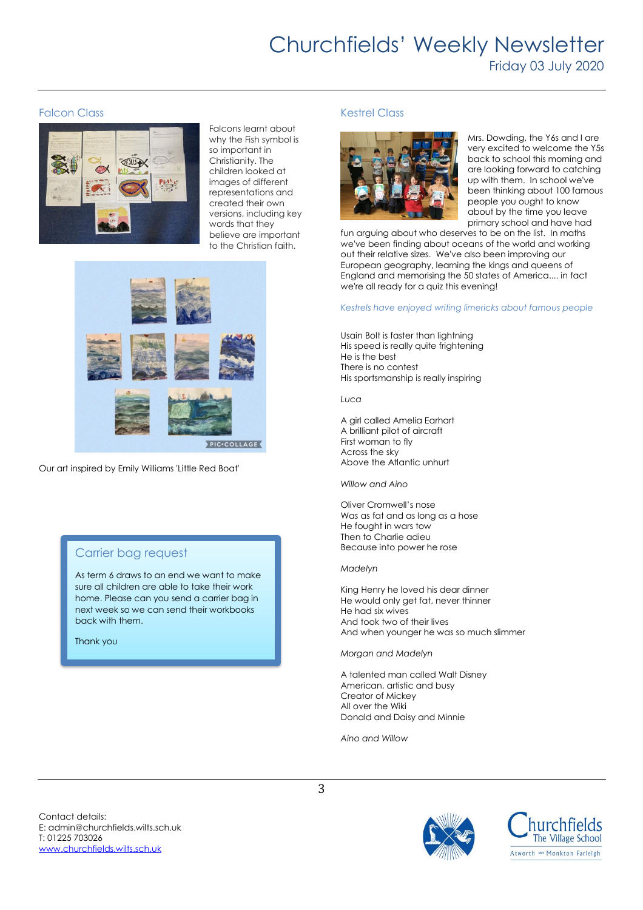## Falcon Class

Falcons learnt about why the Fish symbol is so important in Christianity. The children looked at images of different representations and created their own versions, including key words that they believe are important to the Christian faith.

Our art inspired by Emily Williams 'Little Red Boat'

### Carrier bag request

As term 6 draws to an end we want to make sure all children are able to take their work home. Please can you send a carrier bag in next week so we can send their workbooks back with them.

Thank you

## Kestrel Class

Mrs. Dowding, the Y6s and I are very excited to welcome the Y5s back to school this morning and are looking forward to catching up with them. In school we've been thinking about 100 famous people you ought to know about by the time you leave primary school and have had fun arguing about who deserves to be on the list. In maths we've been finding about oceans of the world and working out their relative sizes. We've also been improving our European geography, learning the kings and queens of England and memorising the 50 states of America.... in fact we're all ready for a quiz this evening!

*Kestrels have enjoyed writing limericks about famous people*

Usain Bolt is faster than lightning
His speed is really quite frightening
He is the best
There is no contest
His sportsmanship is really inspiring

*Luca*

A girl called Amelia Earhart
A brilliant pilot of aircraft
First woman to fly
Across the sky
Above the Atlantic unhurt

*Willow and Aino*

Oliver Cromwell's nose
Was as fat and as long as a hose
He fought in wars tow
Then to Charlie adieu
Because into power he rose

*Madelyn*

King Henry he loved his dear dinner
He would only get fat, never thinner
He had six wives
And took two of their lives
And when younger he was so much slimmer

*Morgan and Madelyn*

A talented man called Walt Disney
American, artistic and busy
Creator of Mickey
All over the Wiki
Donald and Daisy and Minnie

*Aino and Willow*

Contact details:
E: admin@churchfields.wilts.sch.uk
T: 01225 703026
www.churchfields.wilts.sch.uk

Churchfields The Village School
Atworth — Monkton Farleigh